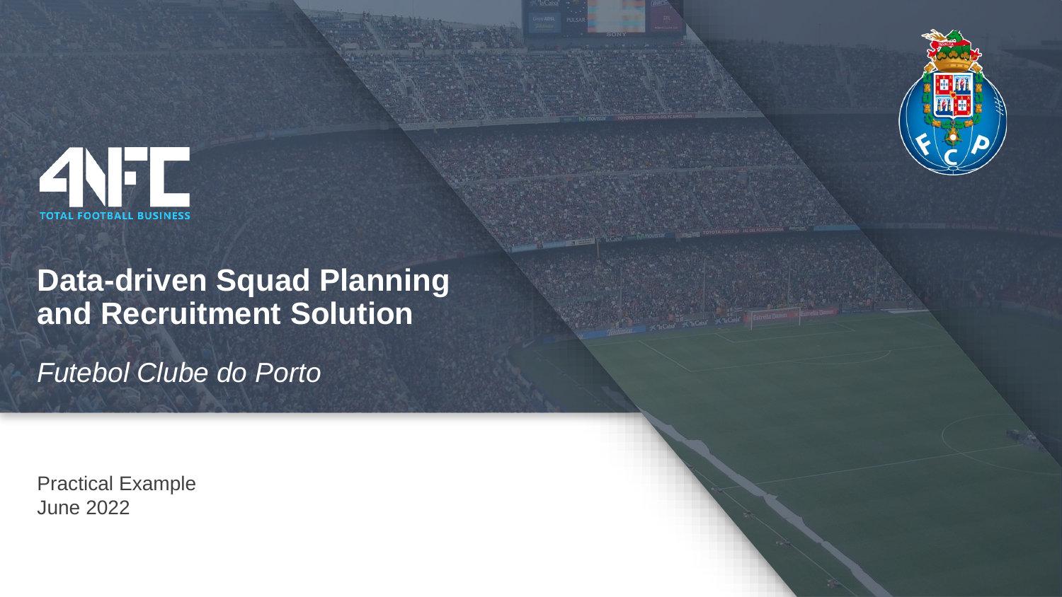4NFC

TOTAL FOOTBALL BUSINESS

# Data-driven Squad Planning and Recruitment Solution

*Futebol Clube do Porto*

Practical Example
June 2022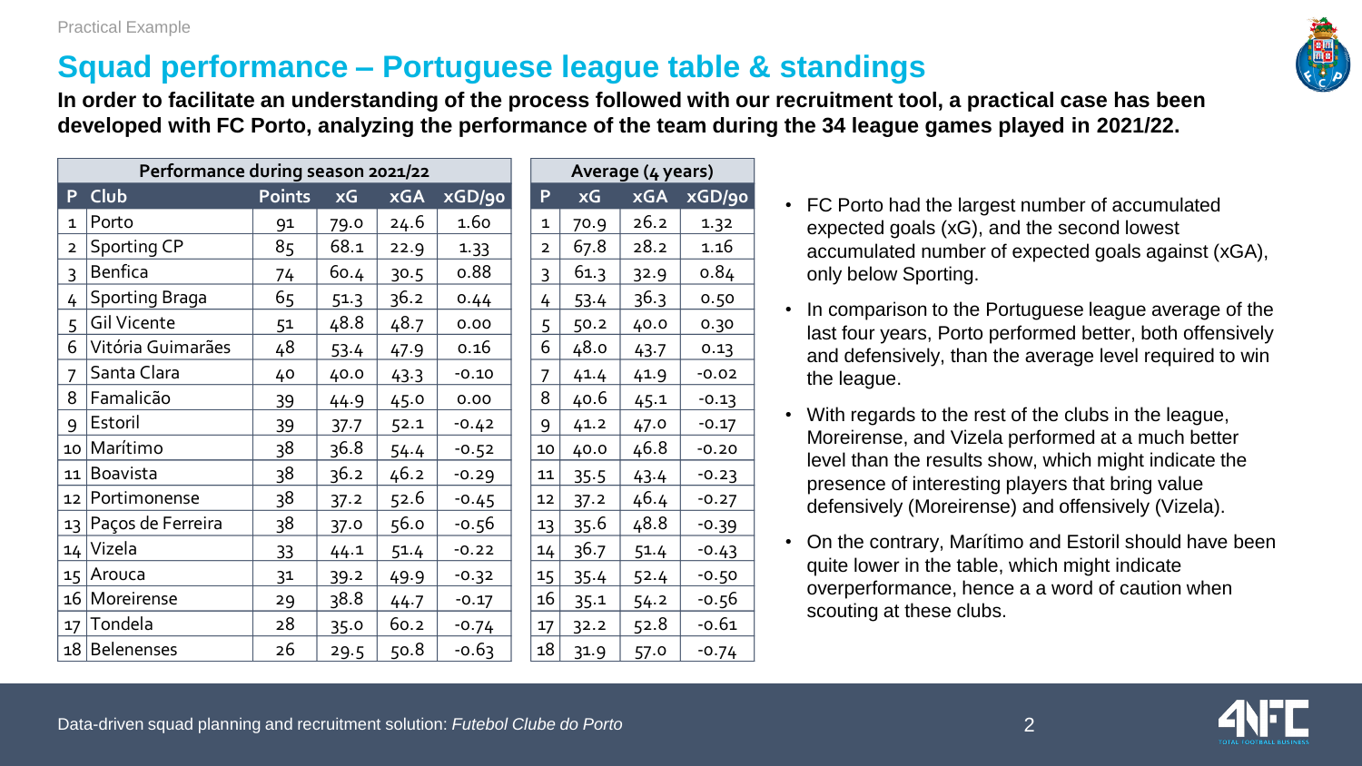Practical Example

# Squad performance – Portuguese league table & standings

**In order to facilitate an understanding of the process followed with our recruitment tool, a practical case has been developed with FC Porto, analyzing the performance of the team during the 34 league games played in 2021/22.**

| Performance during season 2021/22 | | | | | |
|---|---|---|---|---|---|
| P | Club | Points | xG | xGA | xGD/90 |
| 1 | Porto | 91 | 79.0 | 24.6 | 1.60 |
| 2 | Sporting CP | 85 | 68.1 | 22.9 | 1.33 |
| 3 | Benfica | 74 | 60.4 | 30.5 | 0.88 |
| 4 | Sporting Braga | 65 | 51.3 | 36.2 | 0.44 |
| 5 | Gil Vicente | 51 | 48.8 | 48.7 | 0.00 |
| 6 | Vitória Guimarães | 48 | 53.4 | 47.9 | 0.16 |
| 7 | Santa Clara | 40 | 40.0 | 43.3 | -0.10 |
| 8 | Famalicão | 39 | 44.9 | 45.0 | 0.00 |
| 9 | Estoril | 39 | 37.7 | 52.1 | -0.42 |
| 10 | Marítimo | 38 | 36.8 | 54.4 | -0.52 |
| 11 | Boavista | 38 | 36.2 | 46.2 | -0.29 |
| 12 | Portimonense | 38 | 37.2 | 52.6 | -0.45 |
| 13 | Paços de Ferreira | 38 | 37.0 | 56.0 | -0.56 |
| 14 | Vizela | 33 | 44.1 | 51.4 | -0.22 |
| 15 | Arouca | 31 | 39.2 | 49.9 | -0.32 |
| 16 | Moreirense | 29 | 38.8 | 44.7 | -0.17 |
| 17 | Tondela | 28 | 35.0 | 60.2 | -0.74 |
| 18 | Belenenses | 26 | 29.5 | 50.8 | -0.63 |

| Average (4 years) | | | |
|---|---|---|---|
| P | xG | xGA | xGD/90 |
| 1 | 70.9 | 26.2 | 1.32 |
| 2 | 67.8 | 28.2 | 1.16 |
| 3 | 61.3 | 32.9 | 0.84 |
| 4 | 53.4 | 36.3 | 0.50 |
| 5 | 50.2 | 40.0 | 0.30 |
| 6 | 48.0 | 43.7 | 0.13 |
| 7 | 41.4 | 41.9 | -0.02 |
| 8 | 40.6 | 45.1 | -0.13 |
| 9 | 41.2 | 47.0 | -0.17 |
| 10 | 40.0 | 46.8 | -0.20 |
| 11 | 35.5 | 43.4 | -0.23 |
| 12 | 37.2 | 46.4 | -0.27 |
| 13 | 35.6 | 48.8 | -0.39 |
| 14 | 36.7 | 51.4 | -0.43 |
| 15 | 35.4 | 52.4 | -0.50 |
| 16 | 35.1 | 54.2 | -0.56 |
| 17 | 32.2 | 52.8 | -0.61 |
| 18 | 31.9 | 57.0 | -0.74 |

- FC Porto had the largest number of accumulated expected goals (xG), and the second lowest accumulated number of expected goals against (xGA), only below Sporting.
- In comparison to the Portuguese league average of the last four years, Porto performed better, both offensively and defensively, than the average level required to win the league.
- With regards to the rest of the clubs in the league, Moreirense, and Vizela performed at a much better level than the results show, which might indicate the presence of interesting players that bring value defensively (Moreirense) and offensively (Vizela).
- On the contrary, Marítimo and Estoril should have been quite lower in the table, which might indicate overperformance, hence a a word of caution when scouting at these clubs.

Data-driven squad planning and recruitment solution: *Futebol Clube do Porto*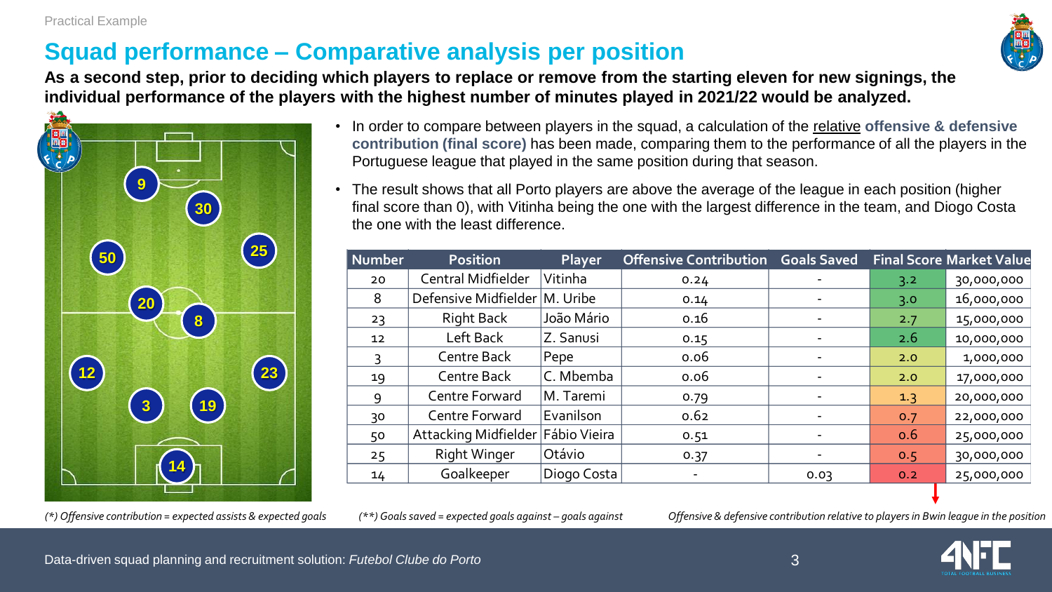Practical Example

# Squad performance – Comparative analysis per position

**As a second step, prior to deciding which players to replace or remove from the starting eleven for new signings, the individual performance of the players with the highest number of minutes played in 2021/22 would be analyzed.**

- In order to compare between players in the squad, a calculation of the relative **offensive & defensive contribution (final score)** has been made, comparing them to the performance of all the players in the Portuguese league that played in the same position during that season.
- The result shows that all Porto players are above the average of the league in each position (higher final score than 0), with Vitinha being the one with the largest difference in the team, and Diogo Costa the one with the least difference.

| Number | Position | Player | Offensive Contribution | Goals Saved | Final Score | Market Value |
|---|---|---|---|---|---|---|
| 20 | Central Midfielder | Vitinha | 0.24 | - | 3.2 | 30,000,000 |
| 8 | Defensive Midfielder | M. Uribe | 0.14 | - | 3.0 | 16,000,000 |
| 23 | Right Back | João Mário | 0.16 | - | 2.7 | 15,000,000 |
| 12 | Left Back | Z. Sanusi | 0.15 | - | 2.6 | 10,000,000 |
| 3 | Centre Back | Pepe | 0.06 | - | 2.0 | 1,000,000 |
| 19 | Centre Back | C. Mbemba | 0.06 | - | 2.0 | 17,000,000 |
| 9 | Centre Forward | M. Taremi | 0.79 | - | 1.3 | 20,000,000 |
| 30 | Centre Forward | Evanilson | 0.62 | - | 0.7 | 22,000,000 |
| 50 | Attacking Midfielder | Fábio Vieira | 0.51 | - | 0.6 | 25,000,000 |
| 25 | Right Winger | Otávio | 0.37 | - | 0.5 | 30,000,000 |
| 14 | Goalkeeper | Diogo Costa | - | 0.03 | 0.2 | 25,000,000 |

*(*) Offensive contribution = expected assists & expected goals*

*(**) Goals saved = expected goals against – goals against*

*Offensive & defensive contribution relative to players in Bwin league in the position*

Data-driven squad planning and recruitment solution: *Futebol Clube do Porto*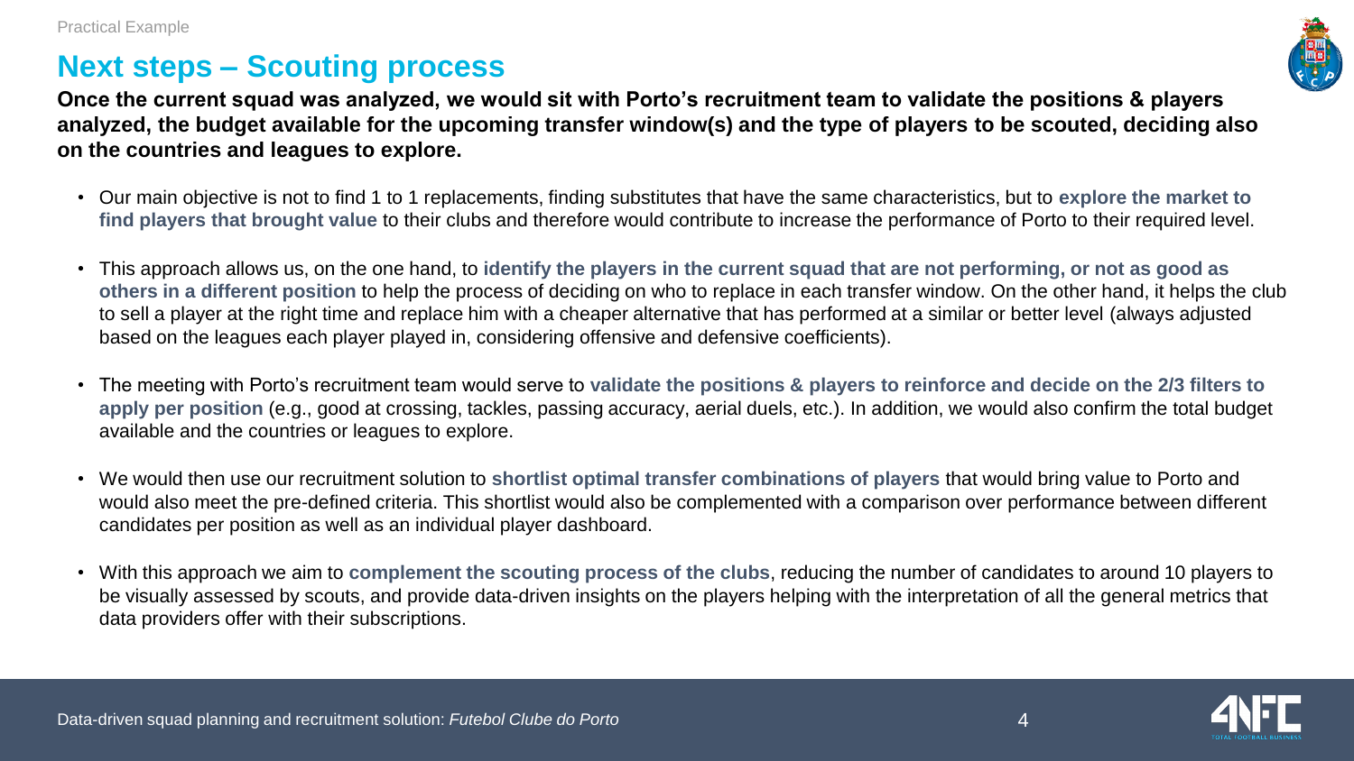Practical Example

# Next steps – Scouting process

**Once the current squad was analyzed, we would sit with Porto's recruitment team to validate the positions & players analyzed, the budget available for the upcoming transfer window(s) and the type of players to be scouted, deciding also on the countries and leagues to explore.**

- Our main objective is not to find 1 to 1 replacements, finding substitutes that have the same characteristics, but to **explore the market to find players that brought value** to their clubs and therefore would contribute to increase the performance of Porto to their required level.
- This approach allows us, on the one hand, to **identify the players in the current squad that are not performing, or not as good as others in a different position** to help the process of deciding on who to replace in each transfer window. On the other hand, it helps the club to sell a player at the right time and replace him with a cheaper alternative that has performed at a similar or better level (always adjusted based on the leagues each player played in, considering offensive and defensive coefficients).
- The meeting with Porto's recruitment team would serve to **validate the positions & players to reinforce and decide on the 2/3 filters to apply per position** (e.g., good at crossing, tackles, passing accuracy, aerial duels, etc.). In addition, we would also confirm the total budget available and the countries or leagues to explore.
- We would then use our recruitment solution to **shortlist optimal transfer combinations of players** that would bring value to Porto and would also meet the pre-defined criteria. This shortlist would also be complemented with a comparison over performance between different candidates per position as well as an individual player dashboard.
- With this approach we aim to **complement the scouting process of the clubs**, reducing the number of candidates to around 10 players to be visually assessed by scouts, and provide data-driven insights on the players helping with the interpretation of all the general metrics that data providers offer with their subscriptions.